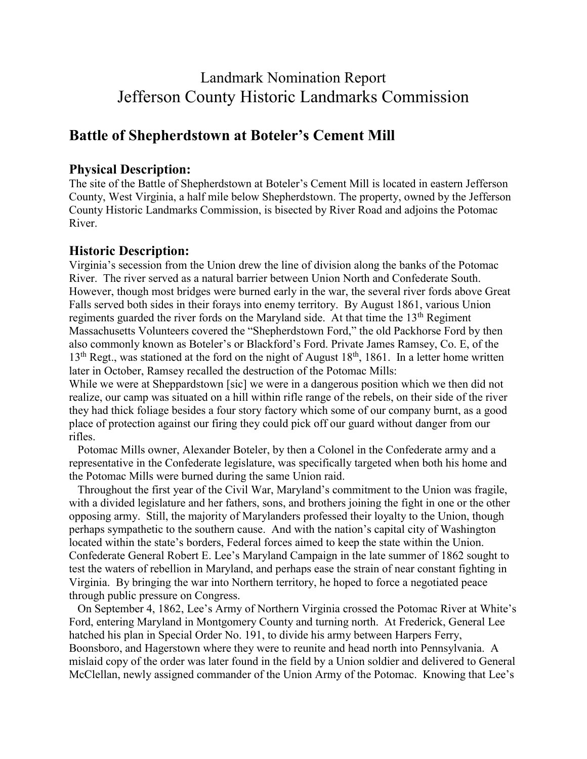# Landmark Nomination Report
# Jefferson County Historic Landmarks Commission

## Battle of Shepherdstown at Boteler's Cement Mill

### Physical Description:

The site of the Battle of Shepherdstown at Boteler's Cement Mill is located in eastern Jefferson County, West Virginia, a half mile below Shepherdstown. The property, owned by the Jefferson County Historic Landmarks Commission, is bisected by River Road and adjoins the Potomac River.

### Historic Description:

Virginia's secession from the Union drew the line of division along the banks of the Potomac River. The river served as a natural barrier between Union North and Confederate South. However, though most bridges were burned early in the war, the several river fords above Great Falls served both sides in their forays into enemy territory. By August 1861, various Union regiments guarded the river fords on the Maryland side. At that time the 13th Regiment Massachusetts Volunteers covered the "Shepherdstown Ford," the old Packhorse Ford by then also commonly known as Boteler's or Blackford's Ford. Private James Ramsey, Co. E, of the 13th Regt., was stationed at the ford on the night of August 18th, 1861. In a letter home written later in October, Ramsey recalled the destruction of the Potomac Mills:

While we were at Sheppardstown [sic] we were in a dangerous position which we then did not realize, our camp was situated on a hill within rifle range of the rebels, on their side of the river they had thick foliage besides a four story factory which some of our company burnt, as a good place of protection against our firing they could pick off our guard without danger from our rifles.

Potomac Mills owner, Alexander Boteler, by then a Colonel in the Confederate army and a representative in the Confederate legislature, was specifically targeted when both his home and the Potomac Mills were burned during the same Union raid.

Throughout the first year of the Civil War, Maryland's commitment to the Union was fragile, with a divided legislature and her fathers, sons, and brothers joining the fight in one or the other opposing army. Still, the majority of Marylanders professed their loyalty to the Union, though perhaps sympathetic to the southern cause. And with the nation's capital city of Washington located within the state's borders, Federal forces aimed to keep the state within the Union. Confederate General Robert E. Lee's Maryland Campaign in the late summer of 1862 sought to test the waters of rebellion in Maryland, and perhaps ease the strain of near constant fighting in Virginia. By bringing the war into Northern territory, he hoped to force a negotiated peace through public pressure on Congress.

On September 4, 1862, Lee's Army of Northern Virginia crossed the Potomac River at White's Ford, entering Maryland in Montgomery County and turning north. At Frederick, General Lee hatched his plan in Special Order No. 191, to divide his army between Harpers Ferry, Boonsboro, and Hagerstown where they were to reunite and head north into Pennsylvania. A mislaid copy of the order was later found in the field by a Union soldier and delivered to General McClellan, newly assigned commander of the Union Army of the Potomac. Knowing that Lee's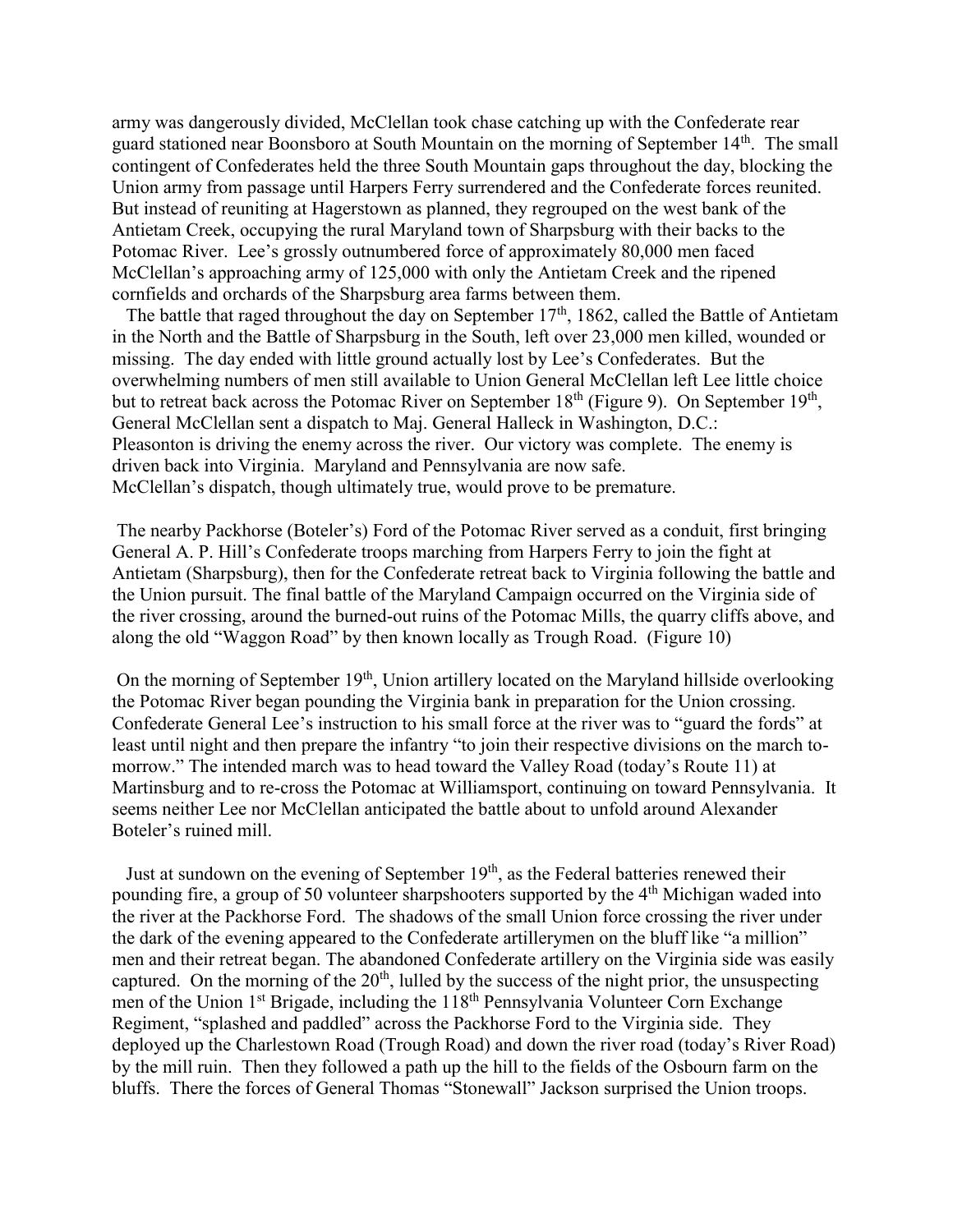army was dangerously divided, McClellan took chase catching up with the Confederate rear guard stationed near Boonsboro at South Mountain on the morning of September 14th. The small contingent of Confederates held the three South Mountain gaps throughout the day, blocking the Union army from passage until Harpers Ferry surrendered and the Confederate forces reunited. But instead of reuniting at Hagerstown as planned, they regrouped on the west bank of the Antietam Creek, occupying the rural Maryland town of Sharpsburg with their backs to the Potomac River. Lee's grossly outnumbered force of approximately 80,000 men faced McClellan's approaching army of 125,000 with only the Antietam Creek and the ripened cornfields and orchards of the Sharpsburg area farms between them.

The battle that raged throughout the day on September 17th, 1862, called the Battle of Antietam in the North and the Battle of Sharpsburg in the South, left over 23,000 men killed, wounded or missing. The day ended with little ground actually lost by Lee's Confederates. But the overwhelming numbers of men still available to Union General McClellan left Lee little choice but to retreat back across the Potomac River on September 18th (Figure 9). On September 19th, General McClellan sent a dispatch to Maj. General Halleck in Washington, D.C.:

Pleasonton is driving the enemy across the river. Our victory was complete. The enemy is driven back into Virginia. Maryland and Pennsylvania are now safe.

McClellan's dispatch, though ultimately true, would prove to be premature.

The nearby Packhorse (Boteler's) Ford of the Potomac River served as a conduit, first bringing General A. P. Hill's Confederate troops marching from Harpers Ferry to join the fight at Antietam (Sharpsburg), then for the Confederate retreat back to Virginia following the battle and the Union pursuit. The final battle of the Maryland Campaign occurred on the Virginia side of the river crossing, around the burned-out ruins of the Potomac Mills, the quarry cliffs above, and along the old "Waggon Road" by then known locally as Trough Road. (Figure 10)

On the morning of September 19th, Union artillery located on the Maryland hillside overlooking the Potomac River began pounding the Virginia bank in preparation for the Union crossing. Confederate General Lee's instruction to his small force at the river was to "guard the fords" at least until night and then prepare the infantry "to join their respective divisions on the march to-morrow." The intended march was to head toward the Valley Road (today's Route 11) at Martinsburg and to re-cross the Potomac at Williamsport, continuing on toward Pennsylvania. It seems neither Lee nor McClellan anticipated the battle about to unfold around Alexander Boteler's ruined mill.

Just at sundown on the evening of September 19th, as the Federal batteries renewed their pounding fire, a group of 50 volunteer sharpshooters supported by the 4th Michigan waded into the river at the Packhorse Ford. The shadows of the small Union force crossing the river under the dark of the evening appeared to the Confederate artillerymen on the bluff like "a million" men and their retreat began. The abandoned Confederate artillery on the Virginia side was easily captured. On the morning of the 20th, lulled by the success of the night prior, the unsuspecting men of the Union 1st Brigade, including the 118th Pennsylvania Volunteer Corn Exchange Regiment, "splashed and paddled" across the Packhorse Ford to the Virginia side. They deployed up the Charlestown Road (Trough Road) and down the river road (today's River Road) by the mill ruin. Then they followed a path up the hill to the fields of the Osbourn farm on the bluffs. There the forces of General Thomas "Stonewall" Jackson surprised the Union troops.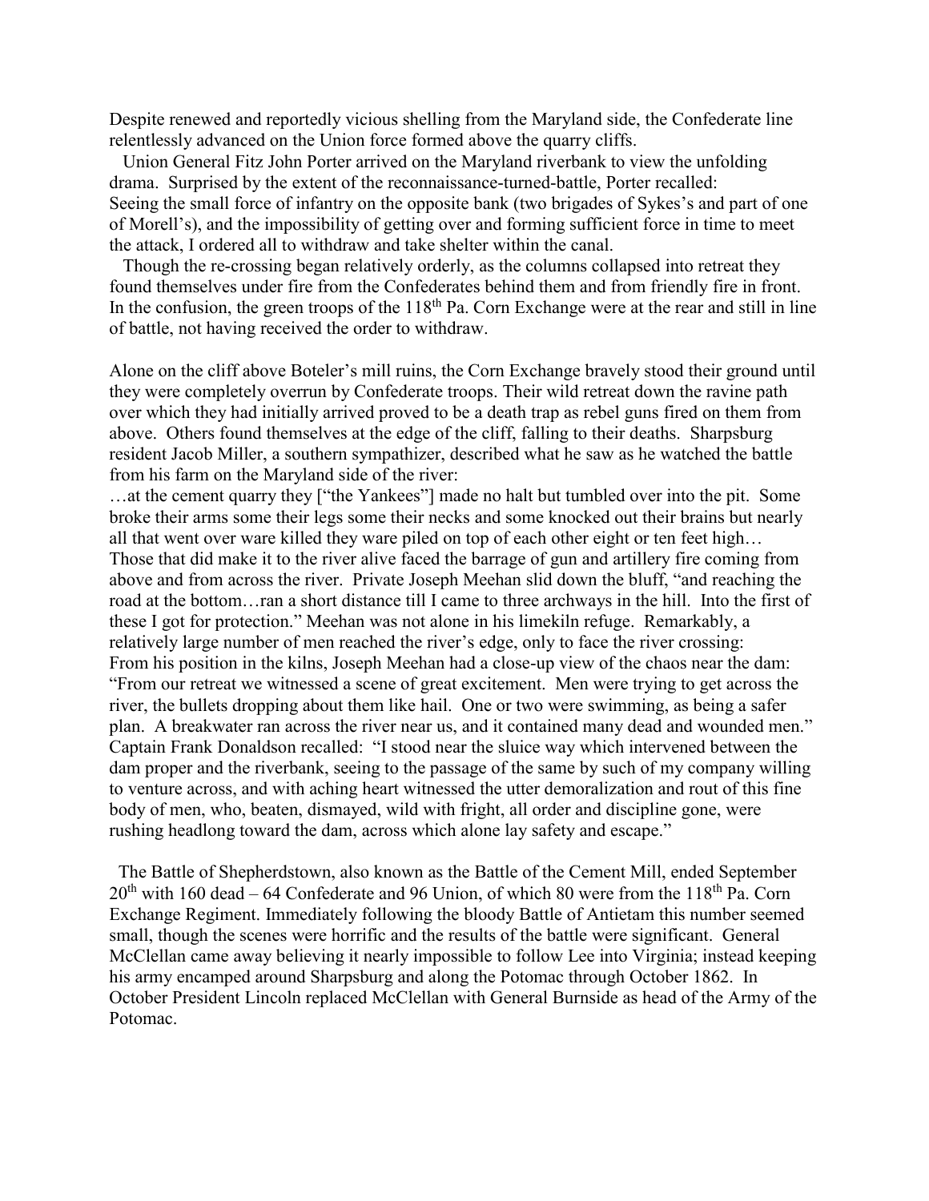Despite renewed and reportedly vicious shelling from the Maryland side, the Confederate line relentlessly advanced on the Union force formed above the quarry cliffs.

Union General Fitz John Porter arrived on the Maryland riverbank to view the unfolding drama. Surprised by the extent of the reconnaissance-turned-battle, Porter recalled:

Seeing the small force of infantry on the opposite bank (two brigades of Sykes's and part of one of Morell's), and the impossibility of getting over and forming sufficient force in time to meet the attack, I ordered all to withdraw and take shelter within the canal.

Though the re-crossing began relatively orderly, as the columns collapsed into retreat they found themselves under fire from the Confederates behind them and from friendly fire in front. In the confusion, the green troops of the 118th Pa. Corn Exchange were at the rear and still in line of battle, not having received the order to withdraw.

Alone on the cliff above Boteler's mill ruins, the Corn Exchange bravely stood their ground until they were completely overrun by Confederate troops. Their wild retreat down the ravine path over which they had initially arrived proved to be a death trap as rebel guns fired on them from above. Others found themselves at the edge of the cliff, falling to their deaths. Sharpsburg resident Jacob Miller, a southern sympathizer, described what he saw as he watched the battle from his farm on the Maryland side of the river:

…at the cement quarry they ["the Yankees"] made no halt but tumbled over into the pit. Some broke their arms some their legs some their necks and some knocked out their brains but nearly all that went over ware killed they ware piled on top of each other eight or ten feet high…

Those that did make it to the river alive faced the barrage of gun and artillery fire coming from above and from across the river. Private Joseph Meehan slid down the bluff, "and reaching the road at the bottom…ran a short distance till I came to three archways in the hill. Into the first of these I got for protection." Meehan was not alone in his limekiln refuge. Remarkably, a relatively large number of men reached the river's edge, only to face the river crossing:

From his position in the kilns, Joseph Meehan had a close-up view of the chaos near the dam: "From our retreat we witnessed a scene of great excitement. Men were trying to get across the river, the bullets dropping about them like hail. One or two were swimming, as being a safer plan. A breakwater ran across the river near us, and it contained many dead and wounded men."

Captain Frank Donaldson recalled: "I stood near the sluice way which intervened between the dam proper and the riverbank, seeing to the passage of the same by such of my company willing to venture across, and with aching heart witnessed the utter demoralization and rout of this fine body of men, who, beaten, dismayed, wild with fright, all order and discipline gone, were rushing headlong toward the dam, across which alone lay safety and escape."

The Battle of Shepherdstown, also known as the Battle of the Cement Mill, ended September 20th with 160 dead – 64 Confederate and 96 Union, of which 80 were from the 118th Pa. Corn Exchange Regiment. Immediately following the bloody Battle of Antietam this number seemed small, though the scenes were horrific and the results of the battle were significant. General McClellan came away believing it nearly impossible to follow Lee into Virginia; instead keeping his army encamped around Sharpsburg and along the Potomac through October 1862. In October President Lincoln replaced McClellan with General Burnside as head of the Army of the Potomac.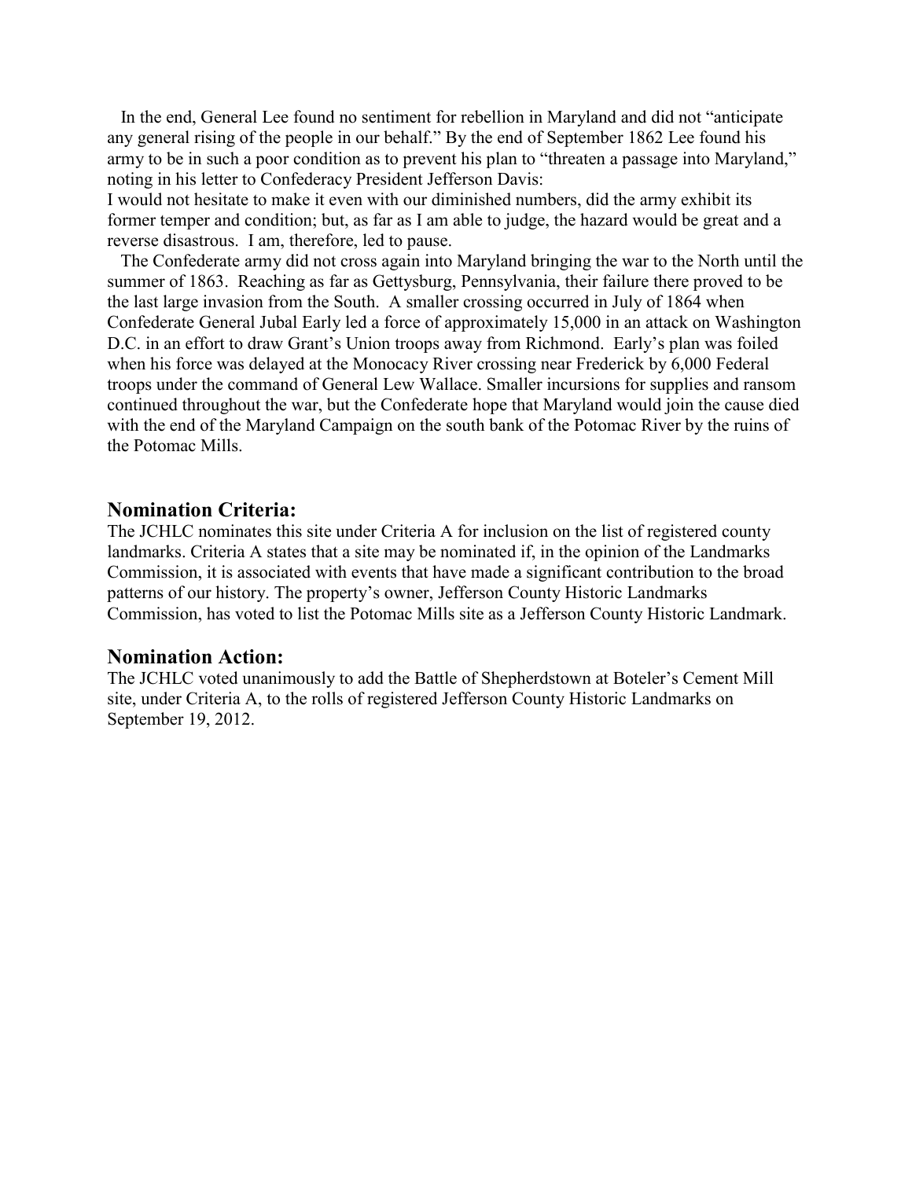In the end, General Lee found no sentiment for rebellion in Maryland and did not "anticipate any general rising of the people in our behalf." By the end of September 1862 Lee found his army to be in such a poor condition as to prevent his plan to "threaten a passage into Maryland," noting in his letter to Confederacy President Jefferson Davis:

I would not hesitate to make it even with our diminished numbers, did the army exhibit its former temper and condition; but, as far as I am able to judge, the hazard would be great and a reverse disastrous. I am, therefore, led to pause.

The Confederate army did not cross again into Maryland bringing the war to the North until the summer of 1863. Reaching as far as Gettysburg, Pennsylvania, their failure there proved to be the last large invasion from the South. A smaller crossing occurred in July of 1864 when Confederate General Jubal Early led a force of approximately 15,000 in an attack on Washington D.C. in an effort to draw Grant's Union troops away from Richmond. Early's plan was foiled when his force was delayed at the Monocacy River crossing near Frederick by 6,000 Federal troops under the command of General Lew Wallace. Smaller incursions for supplies and ransom continued throughout the war, but the Confederate hope that Maryland would join the cause died with the end of the Maryland Campaign on the south bank of the Potomac River by the ruins of the Potomac Mills.

## Nomination Criteria:

The JCHLC nominates this site under Criteria A for inclusion on the list of registered county landmarks. Criteria A states that a site may be nominated if, in the opinion of the Landmarks Commission, it is associated with events that have made a significant contribution to the broad patterns of our history. The property's owner, Jefferson County Historic Landmarks Commission, has voted to list the Potomac Mills site as a Jefferson County Historic Landmark.

## Nomination Action:

The JCHLC voted unanimously to add the Battle of Shepherdstown at Boteler's Cement Mill site, under Criteria A, to the rolls of registered Jefferson County Historic Landmarks on September 19, 2012.